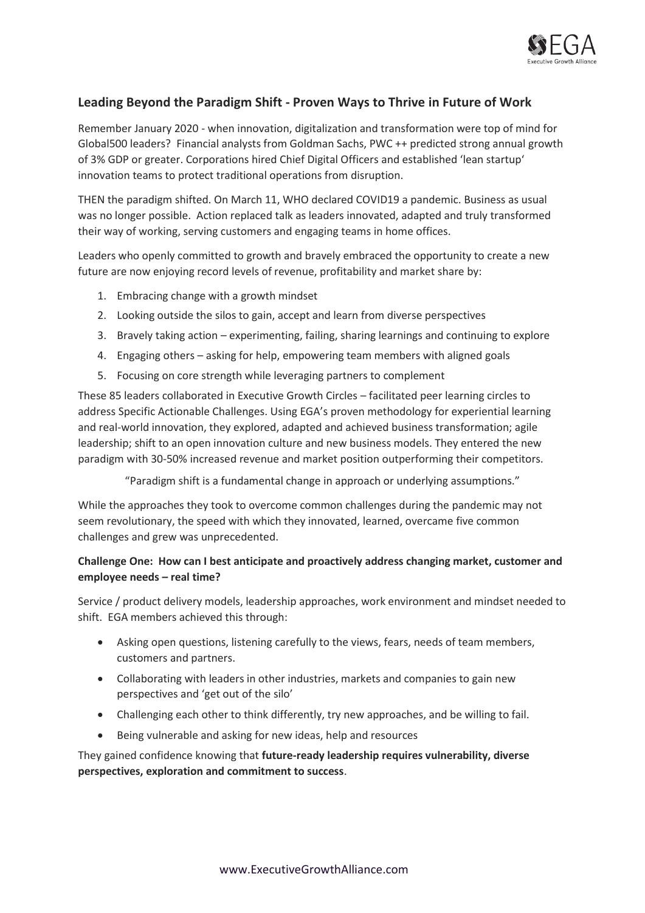## Leading Beyond the Paradigm Shift - Proven Ways to Thrive in Future of Work

Remember January 2020 - when innovation, digitalization and transformation were top of mind for Global500 leaders? Financial analysts from Goldman Sachs, PWC ++ predicted strong annual growth of 3% GDP or greater. Corporations hired Chief Digital Officers and established 'lean startup' innovation teams to protect traditional operations from disruption.

THEN the paradigm shifted. On March 11, WHO declared COVID19 a pandemic. Business as usual was no longer possible. Action replaced talk as leaders innovated, adapted and truly transformed their way of working, serving customers and engaging teams in home offices.

Leaders who openly committed to growth and bravely embraced the opportunity to create a new future are now enjoying record levels of revenue, profitability and market share by:

1. Embracing change with a growth mindset
2. Looking outside the silos to gain, accept and learn from diverse perspectives
3. Bravely taking action – experimenting, failing, sharing learnings and continuing to explore
4. Engaging others – asking for help, empowering team members with aligned goals
5. Focusing on core strength while leveraging partners to complement

These 85 leaders collaborated in Executive Growth Circles – facilitated peer learning circles to address Specific Actionable Challenges. Using EGA's proven methodology for experiential learning and real-world innovation, they explored, adapted and achieved business transformation; agile leadership; shift to an open innovation culture and new business models. They entered the new paradigm with 30-50% increased revenue and market position outperforming their competitors.

> "Paradigm shift is a fundamental change in approach or underlying assumptions."

While the approaches they took to overcome common challenges during the pandemic may not seem revolutionary, the speed with which they innovated, learned, overcame five common challenges and grew was unprecedented.

**Challenge One: How can I best anticipate and proactively address changing market, customer and employee needs – real time?**

Service / product delivery models, leadership approaches, work environment and mindset needed to shift. EGA members achieved this through:

- Asking open questions, listening carefully to the views, fears, needs of team members, customers and partners.
- Collaborating with leaders in other industries, markets and companies to gain new perspectives and 'get out of the silo'
- Challenging each other to think differently, try new approaches, and be willing to fail.
- Being vulnerable and asking for new ideas, help and resources

They gained confidence knowing that **future-ready leadership requires vulnerability, diverse perspectives, exploration and commitment to success**.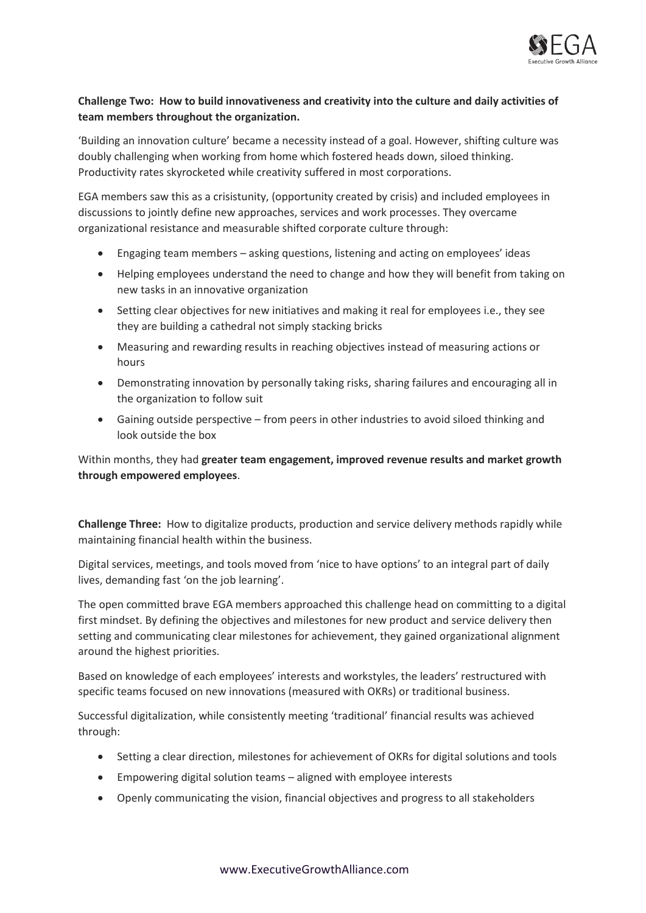**Challenge Two: How to build innovativeness and creativity into the culture and daily activities of team members throughout the organization.**

'Building an innovation culture' became a necessity instead of a goal. However, shifting culture was doubly challenging when working from home which fostered heads down, siloed thinking. Productivity rates skyrocketed while creativity suffered in most corporations.

EGA members saw this as a crisistunity, (opportunity created by crisis) and included employees in discussions to jointly define new approaches, services and work processes. They overcame organizational resistance and measurable shifted corporate culture through:

- Engaging team members – asking questions, listening and acting on employees' ideas
- Helping employees understand the need to change and how they will benefit from taking on new tasks in an innovative organization
- Setting clear objectives for new initiatives and making it real for employees i.e., they see they are building a cathedral not simply stacking bricks
- Measuring and rewarding results in reaching objectives instead of measuring actions or hours
- Demonstrating innovation by personally taking risks, sharing failures and encouraging all in the organization to follow suit
- Gaining outside perspective – from peers in other industries to avoid siloed thinking and look outside the box

Within months, they had **greater team engagement, improved revenue results and market growth through empowered employees**.

**Challenge Three:** How to digitalize products, production and service delivery methods rapidly while maintaining financial health within the business.

Digital services, meetings, and tools moved from 'nice to have options' to an integral part of daily lives, demanding fast 'on the job learning'.

The open committed brave EGA members approached this challenge head on committing to a digital first mindset. By defining the objectives and milestones for new product and service delivery then setting and communicating clear milestones for achievement, they gained organizational alignment around the highest priorities.

Based on knowledge of each employees' interests and workstyles, the leaders' restructured with specific teams focused on new innovations (measured with OKRs) or traditional business.

Successful digitalization, while consistently meeting 'traditional' financial results was achieved through:

- Setting a clear direction, milestones for achievement of OKRs for digital solutions and tools
- Empowering digital solution teams – aligned with employee interests
- Openly communicating the vision, financial objectives and progress to all stakeholders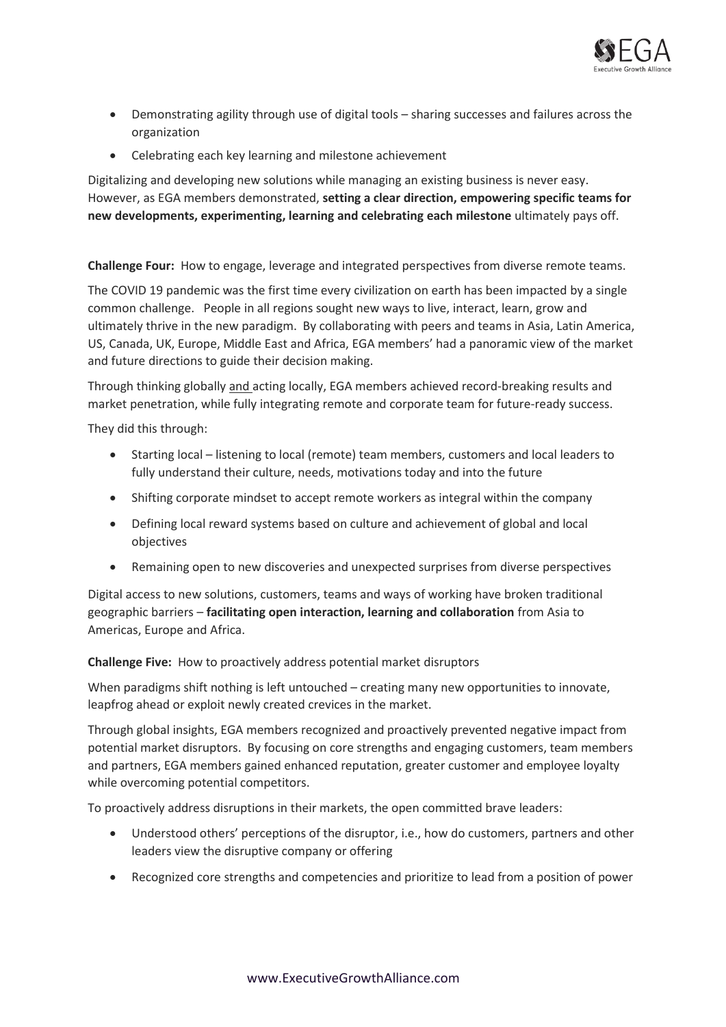- Demonstrating agility through use of digital tools – sharing successes and failures across the organization
- Celebrating each key learning and milestone achievement

Digitalizing and developing new solutions while managing an existing business is never easy. However, as EGA members demonstrated, **setting a clear direction, empowering specific teams for new developments, experimenting, learning and celebrating each milestone** ultimately pays off.

**Challenge Four:** How to engage, leverage and integrated perspectives from diverse remote teams.

The COVID 19 pandemic was the first time every civilization on earth has been impacted by a single common challenge. People in all regions sought new ways to live, interact, learn, grow and ultimately thrive in the new paradigm. By collaborating with peers and teams in Asia, Latin America, US, Canada, UK, Europe, Middle East and Africa, EGA members' had a panoramic view of the market and future directions to guide their decision making.

Through thinking globally and acting locally, EGA members achieved record-breaking results and market penetration, while fully integrating remote and corporate team for future-ready success.

They did this through:

- Starting local – listening to local (remote) team members, customers and local leaders to fully understand their culture, needs, motivations today and into the future
- Shifting corporate mindset to accept remote workers as integral within the company
- Defining local reward systems based on culture and achievement of global and local objectives
- Remaining open to new discoveries and unexpected surprises from diverse perspectives

Digital access to new solutions, customers, teams and ways of working have broken traditional geographic barriers – **facilitating open interaction, learning and collaboration** from Asia to Americas, Europe and Africa.

**Challenge Five:** How to proactively address potential market disruptors

When paradigms shift nothing is left untouched – creating many new opportunities to innovate, leapfrog ahead or exploit newly created crevices in the market.

Through global insights, EGA members recognized and proactively prevented negative impact from potential market disruptors. By focusing on core strengths and engaging customers, team members and partners, EGA members gained enhanced reputation, greater customer and employee loyalty while overcoming potential competitors.

To proactively address disruptions in their markets, the open committed brave leaders:

- Understood others' perceptions of the disruptor, i.e., how do customers, partners and other leaders view the disruptive company or offering
- Recognized core strengths and competencies and prioritize to lead from a position of power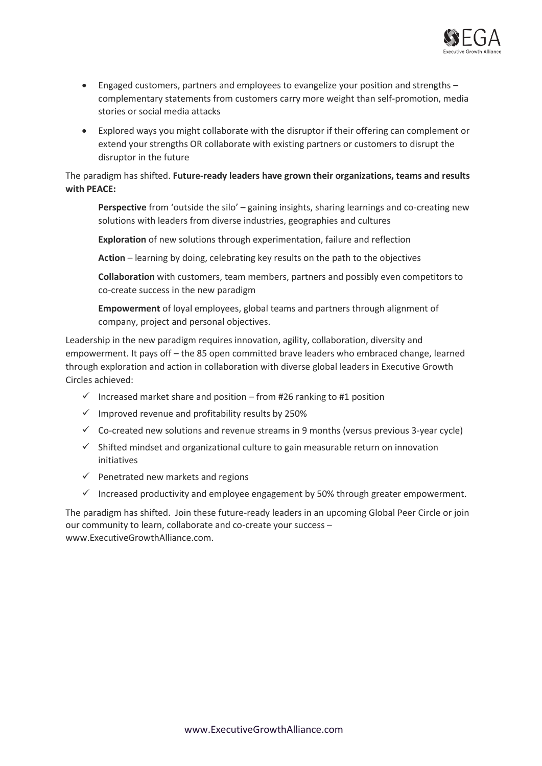- Engaged customers, partners and employees to evangelize your position and strengths – complementary statements from customers carry more weight than self-promotion, media stories or social media attacks
- Explored ways you might collaborate with the disruptor if their offering can complement or extend your strengths OR collaborate with existing partners or customers to disrupt the disruptor in the future

The paradigm has shifted. **Future-ready leaders have grown their organizations, teams and results with PEACE:**

> **Perspective** from 'outside the silo' – gaining insights, sharing learnings and co-creating new solutions with leaders from diverse industries, geographies and cultures
>
> **Exploration** of new solutions through experimentation, failure and reflection
>
> **Action** – learning by doing, celebrating key results on the path to the objectives
>
> **Collaboration** with customers, team members, partners and possibly even competitors to co-create success in the new paradigm
>
> **Empowerment** of loyal employees, global teams and partners through alignment of company, project and personal objectives.

Leadership in the new paradigm requires innovation, agility, collaboration, diversity and empowerment. It pays off – the 85 open committed brave leaders who embraced change, learned through exploration and action in collaboration with diverse global leaders in Executive Growth Circles achieved:

- ✓ Increased market share and position – from #26 ranking to #1 position
- ✓ Improved revenue and profitability results by 250%
- ✓ Co-created new solutions and revenue streams in 9 months (versus previous 3-year cycle)
- ✓ Shifted mindset and organizational culture to gain measurable return on innovation initiatives
- ✓ Penetrated new markets and regions
- ✓ Increased productivity and employee engagement by 50% through greater empowerment.

The paradigm has shifted. Join these future-ready leaders in an upcoming Global Peer Circle or join our community to learn, collaborate and co-create your success – www.ExecutiveGrowthAlliance.com.